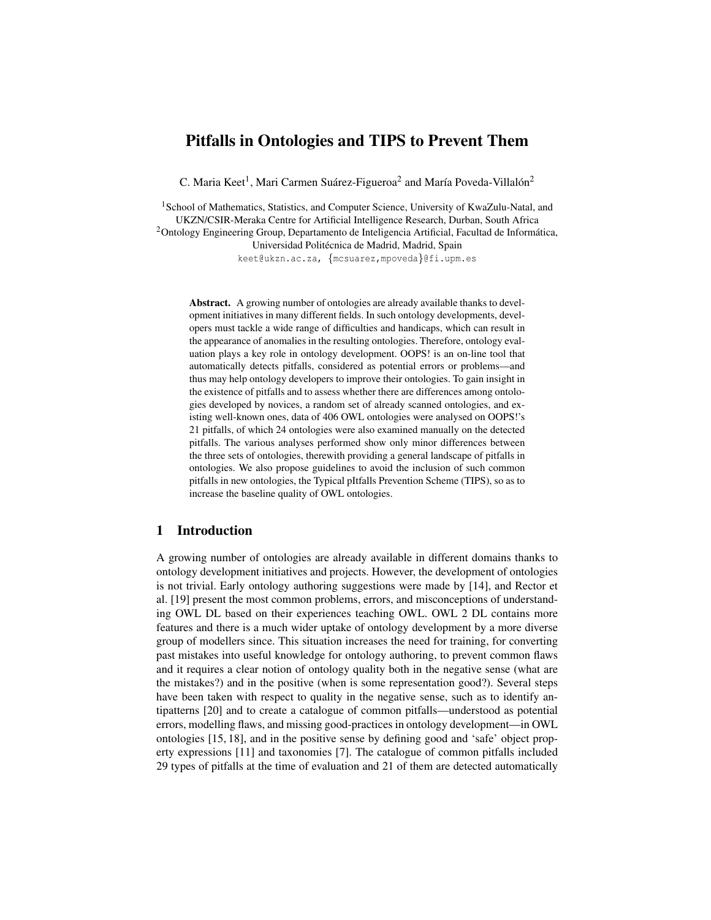# Pitfalls in Ontologies and TIPS to Prevent Them

C. Maria Keet[1], Mari Carmen Suárez-Figueroa[2] and María Poveda-Villalón[2]

[1]School of Mathematics, Statistics, and Computer Science, University of KwaZulu-Natal, and UKZN/CSIR-Meraka Centre for Artificial Intelligence Research, Durban, South Africa
[2]Ontology Engineering Group, Departamento de Inteligencia Artificial, Facultad de Informática, Universidad Politécnica de Madrid, Madrid, Spain
keet@ukzn.ac.za, {mcsuarez,mpoveda}@fi.upm.es

**Abstract.** A growing number of ontologies are already available thanks to development initiatives in many different fields. In such ontology developments, developers must tackle a wide range of difficulties and handicaps, which can result in the appearance of anomalies in the resulting ontologies. Therefore, ontology evaluation plays a key role in ontology development. OOPS! is an on-line tool that automatically detects pitfalls, considered as potential errors or problems—and thus may help ontology developers to improve their ontologies. To gain insight in the existence of pitfalls and to assess whether there are differences among ontologies developed by novices, a random set of already scanned ontologies, and existing well-known ones, data of 406 OWL ontologies were analysed on OOPS!'s 21 pitfalls, of which 24 ontologies were also examined manually on the detected pitfalls. The various analyses performed show only minor differences between the three sets of ontologies, therewith providing a general landscape of pitfalls in ontologies. We also propose guidelines to avoid the inclusion of such common pitfalls in new ontologies, the Typical pItfalls Prevention Scheme (TIPS), so as to increase the baseline quality of OWL ontologies.

## 1 Introduction

A growing number of ontologies are already available in different domains thanks to ontology development initiatives and projects. However, the development of ontologies is not trivial. Early ontology authoring suggestions were made by [14], and Rector et al. [19] present the most common problems, errors, and misconceptions of understanding OWL DL based on their experiences teaching OWL. OWL 2 DL contains more features and there is a much wider uptake of ontology development by a more diverse group of modellers since. This situation increases the need for training, for converting past mistakes into useful knowledge for ontology authoring, to prevent common flaws and it requires a clear notion of ontology quality both in the negative sense (what are the mistakes?) and in the positive (when is some representation good?). Several steps have been taken with respect to quality in the negative sense, such as to identify antipatterns [20] and to create a catalogue of common pitfalls—understood as potential errors, modelling flaws, and missing good-practices in ontology development—in OWL ontologies [15, 18], and in the positive sense by defining good and 'safe' object property expressions [11] and taxonomies [7]. The catalogue of common pitfalls included 29 types of pitfalls at the time of evaluation and 21 of them are detected automatically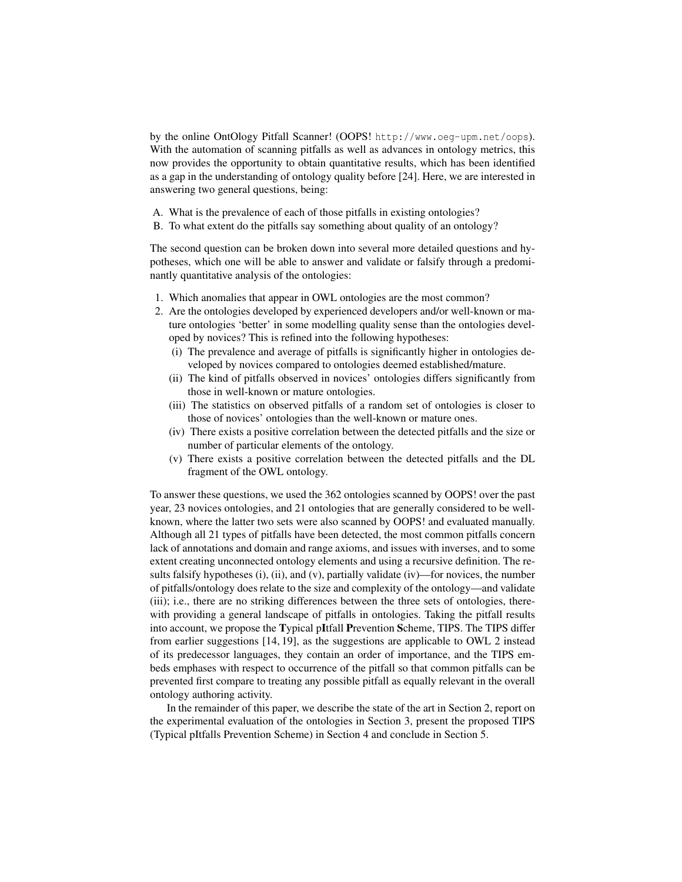by the online OntOlogy Pitfall Scanner! (OOPS! http://www.oeg-upm.net/oops). With the automation of scanning pitfalls as well as advances in ontology metrics, this now provides the opportunity to obtain quantitative results, which has been identified as a gap in the understanding of ontology quality before [24]. Here, we are interested in answering two general questions, being:

A. What is the prevalence of each of those pitfalls in existing ontologies?
B. To what extent do the pitfalls say something about quality of an ontology?

The second question can be broken down into several more detailed questions and hypotheses, which one will be able to answer and validate or falsify through a predominantly quantitative analysis of the ontologies:

1. Which anomalies that appear in OWL ontologies are the most common?
2. Are the ontologies developed by experienced developers and/or well-known or mature ontologies 'better' in some modelling quality sense than the ontologies developed by novices? This is refined into the following hypotheses:
   (i) The prevalence and average of pitfalls is significantly higher in ontologies developed by novices compared to ontologies deemed established/mature.
   (ii) The kind of pitfalls observed in novices' ontologies differs significantly from those in well-known or mature ontologies.
   (iii) The statistics on observed pitfalls of a random set of ontologies is closer to those of novices' ontologies than the well-known or mature ones.
   (iv) There exists a positive correlation between the detected pitfalls and the size or number of particular elements of the ontology.
   (v) There exists a positive correlation between the detected pitfalls and the DL fragment of the OWL ontology.

To answer these questions, we used the 362 ontologies scanned by OOPS! over the past year, 23 novices ontologies, and 21 ontologies that are generally considered to be well-known, where the latter two sets were also scanned by OOPS! and evaluated manually. Although all 21 types of pitfalls have been detected, the most common pitfalls concern lack of annotations and domain and range axioms, and issues with inverses, and to some extent creating unconnected ontology elements and using a recursive definition. The results falsify hypotheses (i), (ii), and (v), partially validate (iv)—for novices, the number of pitfalls/ontology does relate to the size and complexity of the ontology—and validate (iii); i.e., there are no striking differences between the three sets of ontologies, therewith providing a general landscape of pitfalls in ontologies. Taking the pitfall results into account, we propose the **T**ypical p**I**tfall **P**revention **S**cheme, TIPS. The TIPS differ from earlier suggestions [14, 19], as the suggestions are applicable to OWL 2 instead of its predecessor languages, they contain an order of importance, and the TIPS embeds emphases with respect to occurrence of the pitfall so that common pitfalls can be prevented first compare to treating any possible pitfall as equally relevant in the overall ontology authoring activity.

In the remainder of this paper, we describe the state of the art in Section 2, report on the experimental evaluation of the ontologies in Section 3, present the proposed TIPS (Typical pItfalls Prevention Scheme) in Section 4 and conclude in Section 5.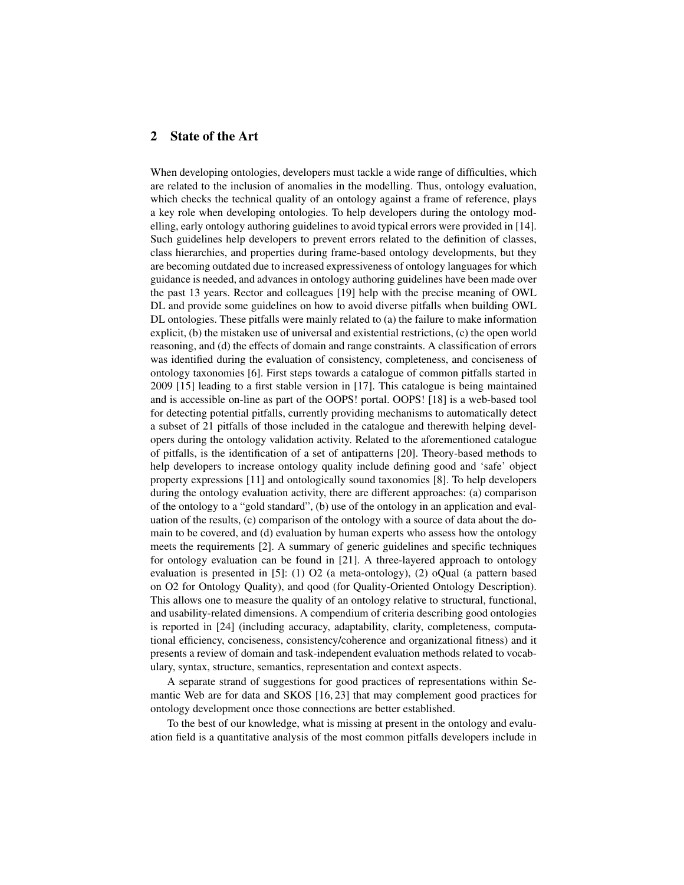## 2 State of the Art

When developing ontologies, developers must tackle a wide range of difficulties, which are related to the inclusion of anomalies in the modelling. Thus, ontology evaluation, which checks the technical quality of an ontology against a frame of reference, plays a key role when developing ontologies. To help developers during the ontology modelling, early ontology authoring guidelines to avoid typical errors were provided in [14]. Such guidelines help developers to prevent errors related to the definition of classes, class hierarchies, and properties during frame-based ontology developments, but they are becoming outdated due to increased expressiveness of ontology languages for which guidance is needed, and advances in ontology authoring guidelines have been made over the past 13 years. Rector and colleagues [19] help with the precise meaning of OWL DL and provide some guidelines on how to avoid diverse pitfalls when building OWL DL ontologies. These pitfalls were mainly related to (a) the failure to make information explicit, (b) the mistaken use of universal and existential restrictions, (c) the open world reasoning, and (d) the effects of domain and range constraints. A classification of errors was identified during the evaluation of consistency, completeness, and conciseness of ontology taxonomies [6]. First steps towards a catalogue of common pitfalls started in 2009 [15] leading to a first stable version in [17]. This catalogue is being maintained and is accessible on-line as part of the OOPS! portal. OOPS! [18] is a web-based tool for detecting potential pitfalls, currently providing mechanisms to automatically detect a subset of 21 pitfalls of those included in the catalogue and therewith helping developers during the ontology validation activity. Related to the aforementioned catalogue of pitfalls, is the identification of a set of antipatterns [20]. Theory-based methods to help developers to increase ontology quality include defining good and 'safe' object property expressions [11] and ontologically sound taxonomies [8]. To help developers during the ontology evaluation activity, there are different approaches: (a) comparison of the ontology to a "gold standard", (b) use of the ontology in an application and evaluation of the results, (c) comparison of the ontology with a source of data about the domain to be covered, and (d) evaluation by human experts who assess how the ontology meets the requirements [2]. A summary of generic guidelines and specific techniques for ontology evaluation can be found in [21]. A three-layered approach to ontology evaluation is presented in [5]: (1) O2 (a meta-ontology), (2) oQual (a pattern based on O2 for Ontology Quality), and qood (for Quality-Oriented Ontology Description). This allows one to measure the quality of an ontology relative to structural, functional, and usability-related dimensions. A compendium of criteria describing good ontologies is reported in [24] (including accuracy, adaptability, clarity, completeness, computational efficiency, conciseness, consistency/coherence and organizational fitness) and it presents a review of domain and task-independent evaluation methods related to vocabulary, syntax, structure, semantics, representation and context aspects.

A separate strand of suggestions for good practices of representations within Semantic Web are for data and SKOS [16, 23] that may complement good practices for ontology development once those connections are better established.

To the best of our knowledge, what is missing at present in the ontology and evaluation field is a quantitative analysis of the most common pitfalls developers include in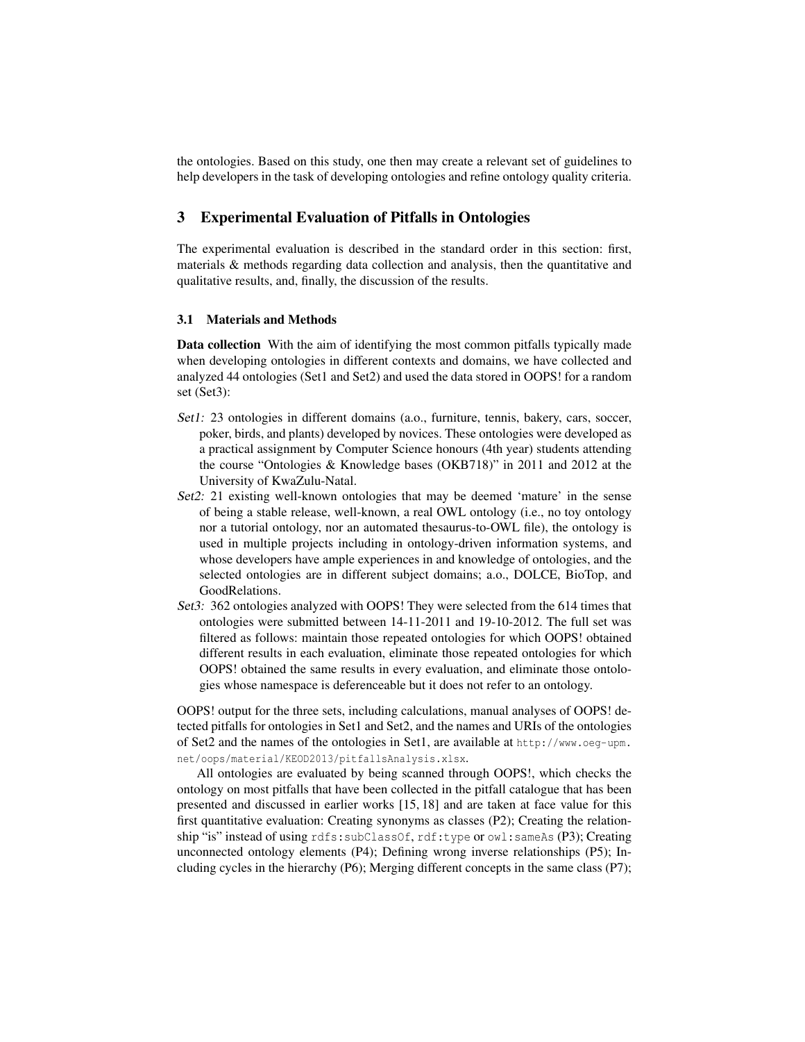the ontologies. Based on this study, one then may create a relevant set of guidelines to help developers in the task of developing ontologies and refine ontology quality criteria.

## 3 Experimental Evaluation of Pitfalls in Ontologies

The experimental evaluation is described in the standard order in this section: first, materials & methods regarding data collection and analysis, then the quantitative and qualitative results, and, finally, the discussion of the results.

### 3.1 Materials and Methods

**Data collection** With the aim of identifying the most common pitfalls typically made when developing ontologies in different contexts and domains, we have collected and analyzed 44 ontologies (Set1 and Set2) and used the data stored in OOPS! for a random set (Set3):

- *Set1:* 23 ontologies in different domains (a.o., furniture, tennis, bakery, cars, soccer, poker, birds, and plants) developed by novices. These ontologies were developed as a practical assignment by Computer Science honours (4th year) students attending the course "Ontologies & Knowledge bases (OKB718)" in 2011 and 2012 at the University of KwaZulu-Natal.
- *Set2:* 21 existing well-known ontologies that may be deemed 'mature' in the sense of being a stable release, well-known, a real OWL ontology (i.e., no toy ontology nor a tutorial ontology, nor an automated thesaurus-to-OWL file), the ontology is used in multiple projects including in ontology-driven information systems, and whose developers have ample experiences in and knowledge of ontologies, and the selected ontologies are in different subject domains; a.o., DOLCE, BioTop, and GoodRelations.
- *Set3:* 362 ontologies analyzed with OOPS! They were selected from the 614 times that ontologies were submitted between 14-11-2011 and 19-10-2012. The full set was filtered as follows: maintain those repeated ontologies for which OOPS! obtained different results in each evaluation, eliminate those repeated ontologies for which OOPS! obtained the same results in every evaluation, and eliminate those ontologies whose namespace is deferenceable but it does not refer to an ontology.

OOPS! output for the three sets, including calculations, manual analyses of OOPS! detected pitfalls for ontologies in Set1 and Set2, and the names and URIs of the ontologies of Set2 and the names of the ontologies in Set1, are available at `http://www.oeg-upm.net/oops/material/KEOD2013/pitfallsAnalysis.xlsx`.

All ontologies are evaluated by being scanned through OOPS!, which checks the ontology on most pitfalls that have been collected in the pitfall catalogue that has been presented and discussed in earlier works [15, 18] and are taken at face value for this first quantitative evaluation: Creating synonyms as classes (P2); Creating the relationship "is" instead of using `rdfs:subClassOf`, `rdf:type` or `owl:sameAs` (P3); Creating unconnected ontology elements (P4); Defining wrong inverse relationships (P5); Including cycles in the hierarchy (P6); Merging different concepts in the same class (P7);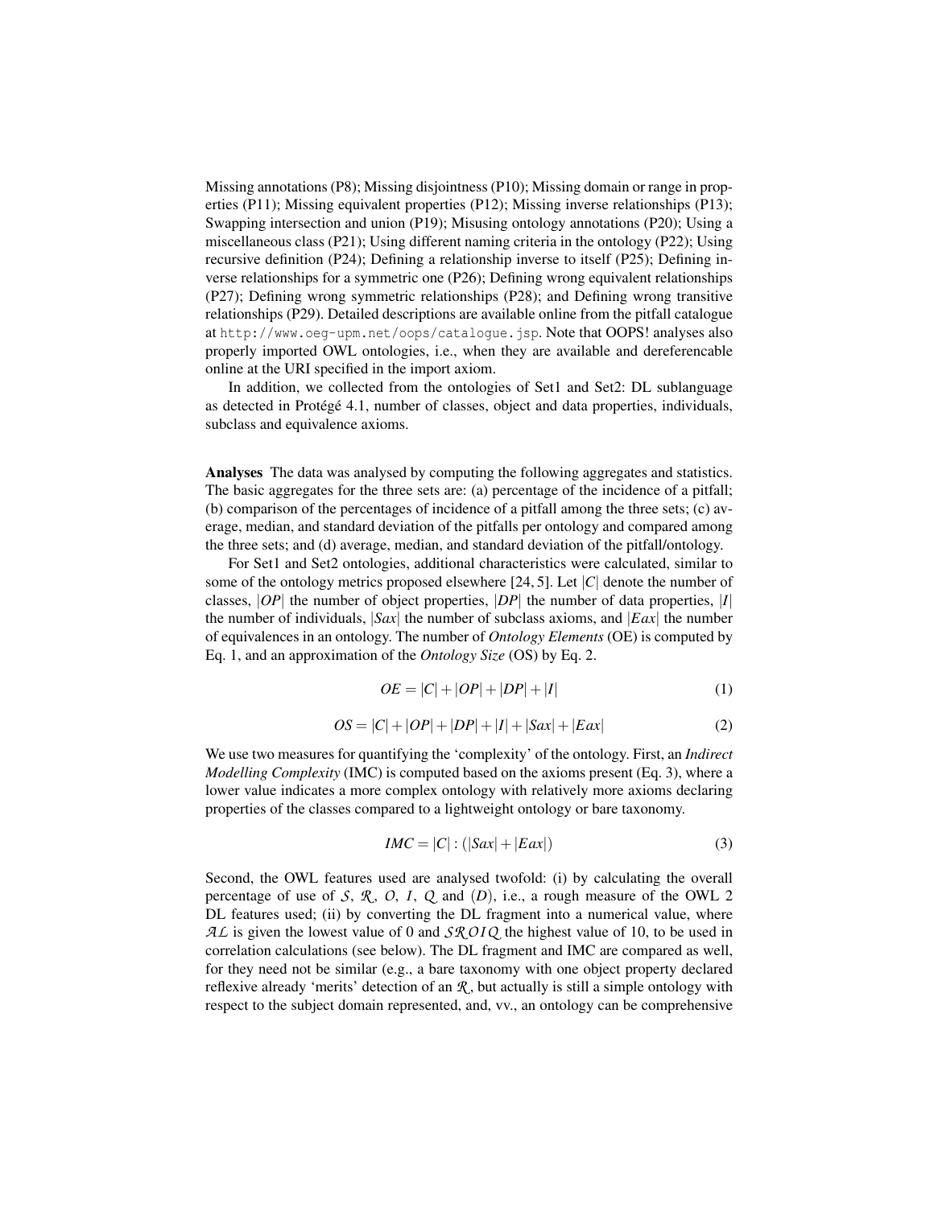Missing annotations (P8); Missing disjointness (P10); Missing domain or range in properties (P11); Missing equivalent properties (P12); Missing inverse relationships (P13); Swapping intersection and union (P19); Misusing ontology annotations (P20); Using a miscellaneous class (P21); Using different naming criteria in the ontology (P22); Using recursive definition (P24); Defining a relationship inverse to itself (P25); Defining inverse relationships for a symmetric one (P26); Defining wrong equivalent relationships (P27); Defining wrong symmetric relationships (P28); and Defining wrong transitive relationships (P29). Detailed descriptions are available online from the pitfall catalogue at `http://www.oeg-upm.net/oops/catalogue.jsp`. Note that OOPS! analyses also properly imported OWL ontologies, i.e., when they are available and dereferencable online at the URI specified in the import axiom.

In addition, we collected from the ontologies of Set1 and Set2: DL sublanguage as detected in Protégé 4.1, number of classes, object and data properties, individuals, subclass and equivalence axioms.

**Analyses** The data was analysed by computing the following aggregates and statistics. The basic aggregates for the three sets are: (a) percentage of the incidence of a pitfall; (b) comparison of the percentages of incidence of a pitfall among the three sets; (c) average, median, and standard deviation of the pitfalls per ontology and compared among the three sets; and (d) average, median, and standard deviation of the pitfall/ontology.

For Set1 and Set2 ontologies, additional characteristics were calculated, similar to some of the ontology metrics proposed elsewhere [24, 5]. Let $|C|$ denote the number of classes, $|OP|$ the number of object properties, $|DP|$ the number of data properties, $|I|$ the number of individuals, $|Sax|$ the number of subclass axioms, and $|Eax|$ the number of equivalences in an ontology. The number of *Ontology Elements* (OE) is computed by Eq. 1, and an approximation of the *Ontology Size* (OS) by Eq. 2.

$$OE = |C| + |OP| + |DP| + |I| \tag{1}$$

$$OS = |C| + |OP| + |DP| + |I| + |Sax| + |Eax| \tag{2}$$

We use two measures for quantifying the 'complexity' of the ontology. First, an *Indirect Modelling Complexity* (IMC) is computed based on the axioms present (Eq. 3), where a lower value indicates a more complex ontology with relatively more axioms declaring properties of the classes compared to a lightweight ontology or bare taxonomy.

$$IMC = |C| : (|Sax| + |Eax|) \tag{3}$$

Second, the OWL features used are analysed twofold: (i) by calculating the overall percentage of use of $\mathcal{S}$, $\mathcal{R}$, $\mathcal{O}$, $\mathcal{I}$, $\mathcal{Q}$ and $(\mathcal{D})$, i.e., a rough measure of the OWL 2 DL features used; (ii) by converting the DL fragment into a numerical value, where $\mathcal{AL}$ is given the lowest value of 0 and $\mathcal{SROIQ}$ the highest value of 10, to be used in correlation calculations (see below). The DL fragment and IMC are compared as well, for they need not be similar (e.g., a bare taxonomy with one object property declared reflexive already 'merits' detection of an $\mathcal{R}$, but actually is still a simple ontology with respect to the subject domain represented, and, vv., an ontology can be comprehensive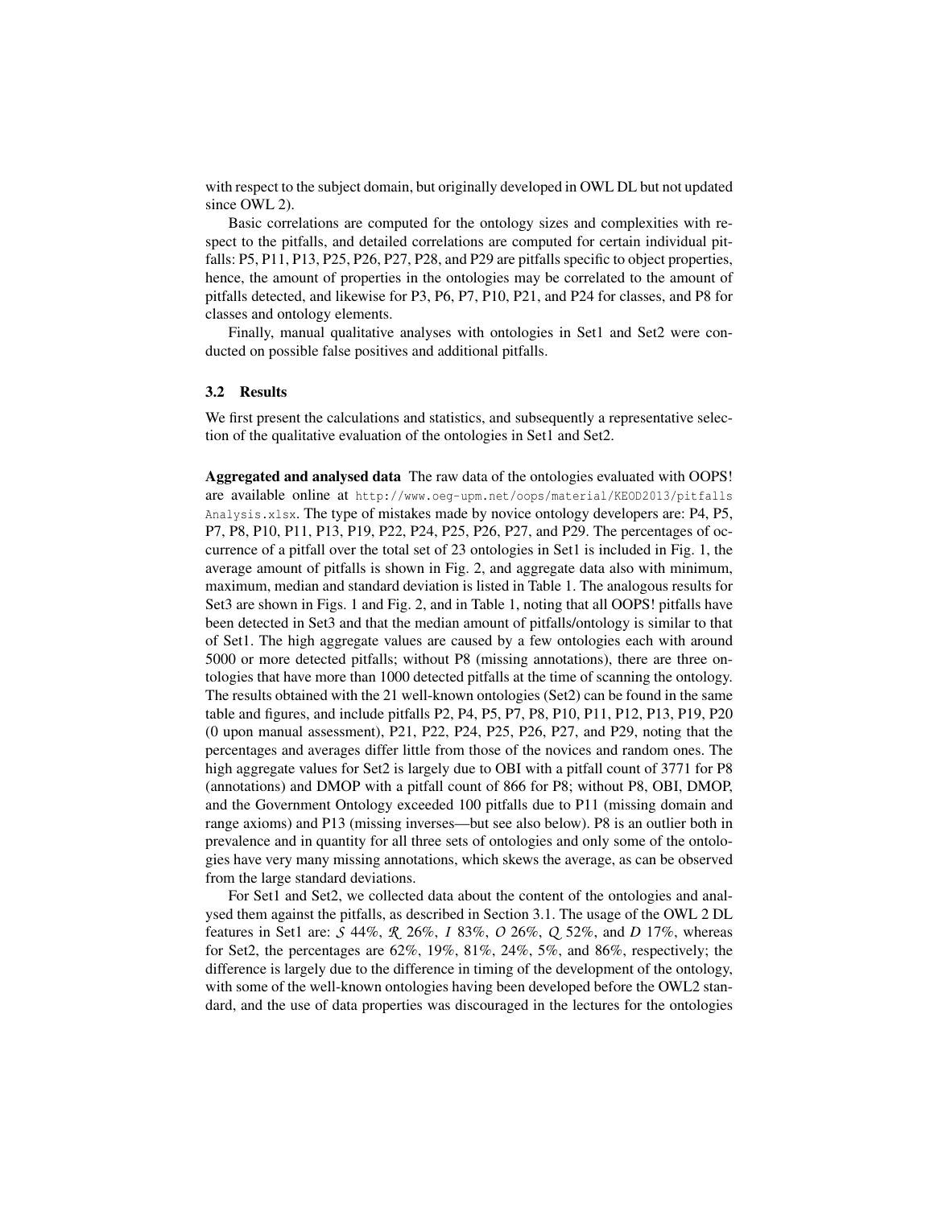with respect to the subject domain, but originally developed in OWL DL but not updated since OWL 2).

Basic correlations are computed for the ontology sizes and complexities with respect to the pitfalls, and detailed correlations are computed for certain individual pitfalls: P5, P11, P13, P25, P26, P27, P28, and P29 are pitfalls specific to object properties, hence, the amount of properties in the ontologies may be correlated to the amount of pitfalls detected, and likewise for P3, P6, P7, P10, P21, and P24 for classes, and P8 for classes and ontology elements.

Finally, manual qualitative analyses with ontologies in Set1 and Set2 were conducted on possible false positives and additional pitfalls.

### 3.2 Results

We first present the calculations and statistics, and subsequently a representative selection of the qualitative evaluation of the ontologies in Set1 and Set2.

**Aggregated and analysed data** The raw data of the ontologies evaluated with OOPS! are available online at `http://www.oeg-upm.net/oops/material/KEOD2013/pitfallsAnalysis.xlsx`. The type of mistakes made by novice ontology developers are: P4, P5, P7, P8, P10, P11, P13, P19, P22, P24, P25, P26, P27, and P29. The percentages of occurrence of a pitfall over the total set of 23 ontologies in Set1 is included in Fig. 1, the average amount of pitfalls is shown in Fig. 2, and aggregate data also with minimum, maximum, median and standard deviation is listed in Table 1. The analogous results for Set3 are shown in Figs. 1 and Fig. 2, and in Table 1, noting that all OOPS! pitfalls have been detected in Set3 and that the median amount of pitfalls/ontology is similar to that of Set1. The high aggregate values are caused by a few ontologies each with around 5000 or more detected pitfalls; without P8 (missing annotations), there are three ontologies that have more than 1000 detected pitfalls at the time of scanning the ontology. The results obtained with the 21 well-known ontologies (Set2) can be found in the same table and figures, and include pitfalls P2, P4, P5, P7, P8, P10, P11, P12, P13, P19, P20 (0 upon manual assessment), P21, P22, P24, P25, P26, P27, and P29, noting that the percentages and averages differ little from those of the novices and random ones. The high aggregate values for Set2 is largely due to OBI with a pitfall count of 3771 for P8 (annotations) and DMOP with a pitfall count of 866 for P8; without P8, OBI, DMOP, and the Government Ontology exceeded 100 pitfalls due to P11 (missing domain and range axioms) and P13 (missing inverses—but see also below). P8 is an outlier both in prevalence and in quantity for all three sets of ontologies and only some of the ontologies have very many missing annotations, which skews the average, as can be observed from the large standard deviations.

For Set1 and Set2, we collected data about the content of the ontologies and analysed them against the pitfalls, as described in Section 3.1. The usage of the OWL 2 DL features in Set1 are: $\mathcal{S}$ 44%, $\mathcal{R}$ 26%, $\mathcal{I}$ 83%, $\mathcal{O}$ 26%, $\mathcal{Q}$ 52%, and $\mathcal{D}$ 17%, whereas for Set2, the percentages are 62%, 19%, 81%, 24%, 5%, and 86%, respectively; the difference is largely due to the difference in timing of the development of the ontology, with some of the well-known ontologies having been developed before the OWL2 standard, and the use of data properties was discouraged in the lectures for the ontologies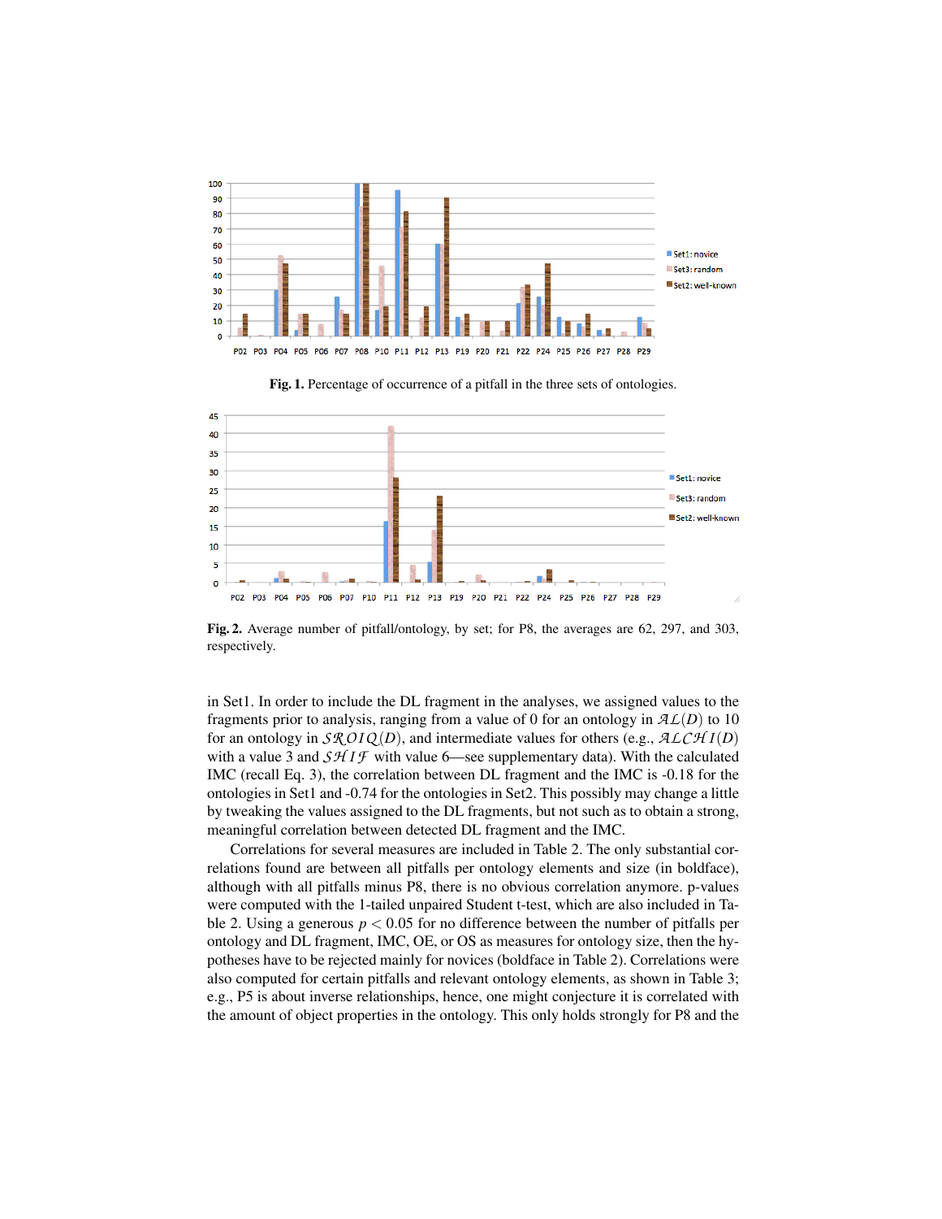Fig. 1. Percentage of occurrence of a pitfall in the three sets of ontologies.

Fig. 2. Average number of pitfall/ontology, by set; for P8, the averages are 62, 297, and 303, respectively.

in Set1. In order to include the DL fragment in the analyses, we assigned values to the fragments prior to analysis, ranging from a value of 0 for an ontology in $\mathcal{AL}(D)$ to 10 for an ontology in $\mathcal{SROIQ}(D)$, and intermediate values for others (e.g., $\mathcal{ALCHI}(D)$ with a value 3 and $\mathcal{SHIF}$ with value 6—see supplementary data). With the calculated IMC (recall Eq. 3), the correlation between DL fragment and the IMC is -0.18 for the ontologies in Set1 and -0.74 for the ontologies in Set2. This possibly may change a little by tweaking the values assigned to the DL fragments, but not such as to obtain a strong, meaningful correlation between detected DL fragment and the IMC.

Correlations for several measures are included in Table 2. The only substantial correlations found are between all pitfalls per ontology elements and size (in boldface), although with all pitfalls minus P8, there is no obvious correlation anymore. p-values were computed with the 1-tailed unpaired Student t-test, which are also included in Table 2. Using a generous $p < 0.05$ for no difference between the number of pitfalls per ontology and DL fragment, IMC, OE, or OS as measures for ontology size, then the hypotheses have to be rejected mainly for novices (boldface in Table 2). Correlations were also computed for certain pitfalls and relevant ontology elements, as shown in Table 3; e.g., P5 is about inverse relationships, hence, one might conjecture it is correlated with the amount of object properties in the ontology. This only holds strongly for P8 and the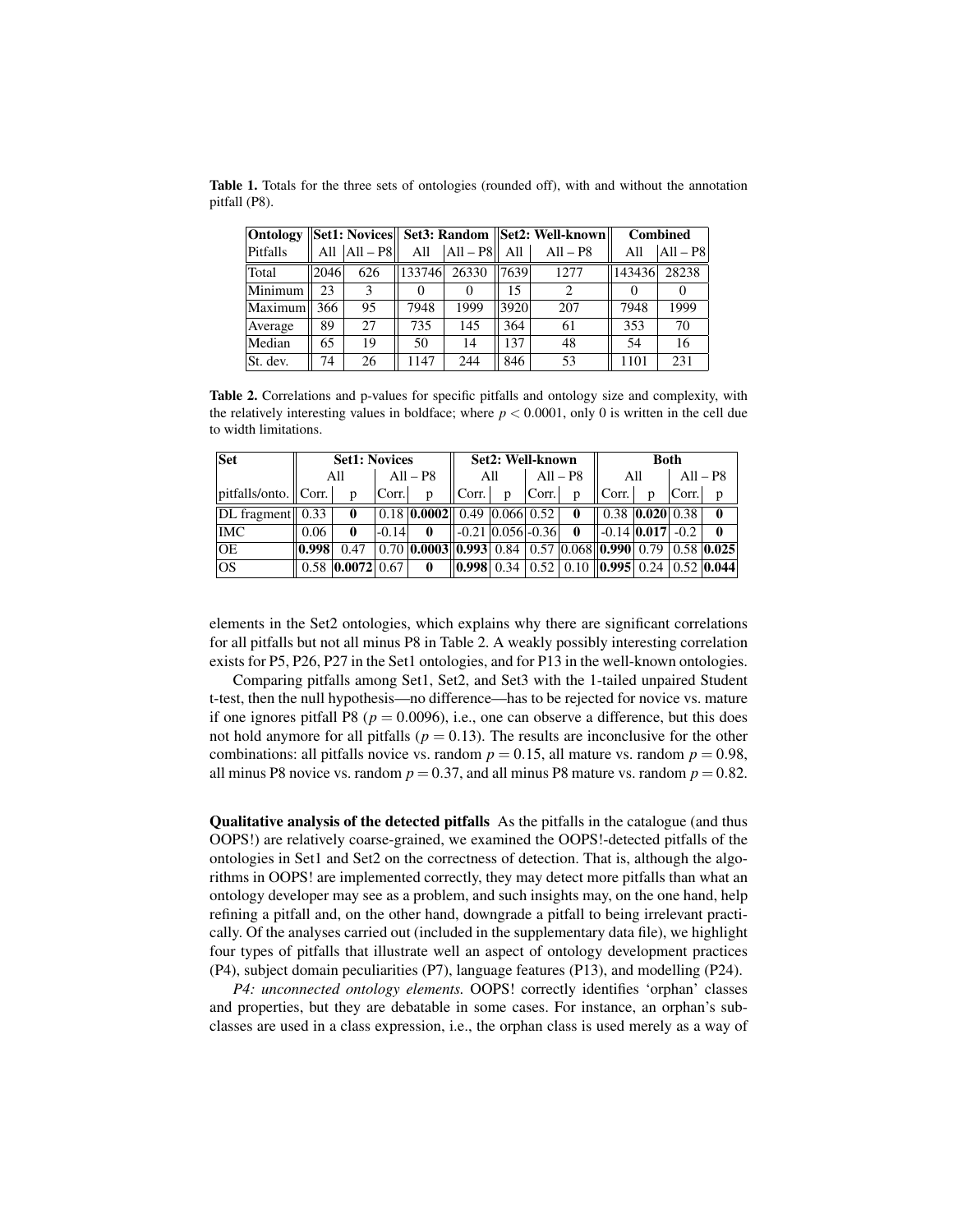**Table 1.** Totals for the three sets of ontologies (rounded off), with and without the annotation pitfall (P8).

| Ontology | Set1: Novices | | Set3: Random | | Set2: Well-known | | Combined | |
|---|---|---|---|---|---|---|---|---|
| Pitfalls | All | All – P8 | All | All – P8 | All | All – P8 | All | All – P8 |
| Total | 2046 | 626 | 133746 | 26330 | 7639 | 1277 | 143436 | 28238 |
| Minimum | 23 | 3 | 0 | 0 | 15 | 2 | 0 | 0 |
| Maximum | 366 | 95 | 7948 | 1999 | 3920 | 207 | 7948 | 1999 |
| Average | 89 | 27 | 735 | 145 | 364 | 61 | 353 | 70 |
| Median | 65 | 19 | 50 | 14 | 137 | 48 | 54 | 16 |
| St. dev. | 74 | 26 | 1147 | 244 | 846 | 53 | 1101 | 231 |

**Table 2.** Correlations and p-values for specific pitfalls and ontology size and complexity, with the relatively interesting values in boldface; where $p < 0.0001$, only 0 is written in the cell due to width limitations.

| Set | Set1: Novices | | | | Set2: Well-known | | | | Both | | | |
|---|---|---|---|---|---|---|---|---|---|---|---|---|
| | All | | All – P8 | | All | | All – P8 | | All | | All – P8 | |
| pitfalls/onto. | Corr. | p | Corr. | p | Corr. | p | Corr. | p | Corr. | p | Corr. | p |
| DL fragment | 0.33 | **0** | 0.18 | **0.0002** | 0.49 | 0.066 | 0.52 | **0** | 0.38 | **0.020** | 0.38 | **0** |
| IMC | 0.06 | **0** | -0.14 | **0** | -0.21 | 0.056 | -0.36 | **0** | -0.14 | **0.017** | -0.2 | **0** |
| OE | **0.998** | 0.47 | 0.70 | **0.0003** | **0.993** | 0.84 | 0.57 | 0.068 | **0.990** | 0.79 | 0.58 | **0.025** |
| OS | 0.58 | **0.0072** | 0.67 | **0** | **0.998** | 0.34 | 0.52 | 0.10 | **0.995** | 0.24 | 0.52 | **0.044** |

elements in the Set2 ontologies, which explains why there are significant correlations for all pitfalls but not all minus P8 in Table 2. A weakly possibly interesting correlation exists for P5, P26, P27 in the Set1 ontologies, and for P13 in the well-known ontologies.

Comparing pitfalls among Set1, Set2, and Set3 with the 1-tailed unpaired Student t-test, then the null hypothesis—no difference—has to be rejected for novice vs. mature if one ignores pitfall P8 ($p = 0.0096$), i.e., one can observe a difference, but this does not hold anymore for all pitfalls ($p = 0.13$). The results are inconclusive for the other combinations: all pitfalls novice vs. random $p = 0.15$, all mature vs. random $p = 0.98$, all minus P8 novice vs. random $p = 0.37$, and all minus P8 mature vs. random $p = 0.82$.

**Qualitative analysis of the detected pitfalls** As the pitfalls in the catalogue (and thus OOPS!) are relatively coarse-grained, we examined the OOPS!-detected pitfalls of the ontologies in Set1 and Set2 on the correctness of detection. That is, although the algorithms in OOPS! are implemented correctly, they may detect more pitfalls than what an ontology developer may see as a problem, and such insights may, on the one hand, help refining a pitfall and, on the other hand, downgrade a pitfall to being irrelevant practically. Of the analyses carried out (included in the supplementary data file), we highlight four types of pitfalls that illustrate well an aspect of ontology development practices (P4), subject domain peculiarities (P7), language features (P13), and modelling (P24).

*P4: unconnected ontology elements.* OOPS! correctly identifies 'orphan' classes and properties, but they are debatable in some cases. For instance, an orphan's subclasses are used in a class expression, i.e., the orphan class is used merely as a way of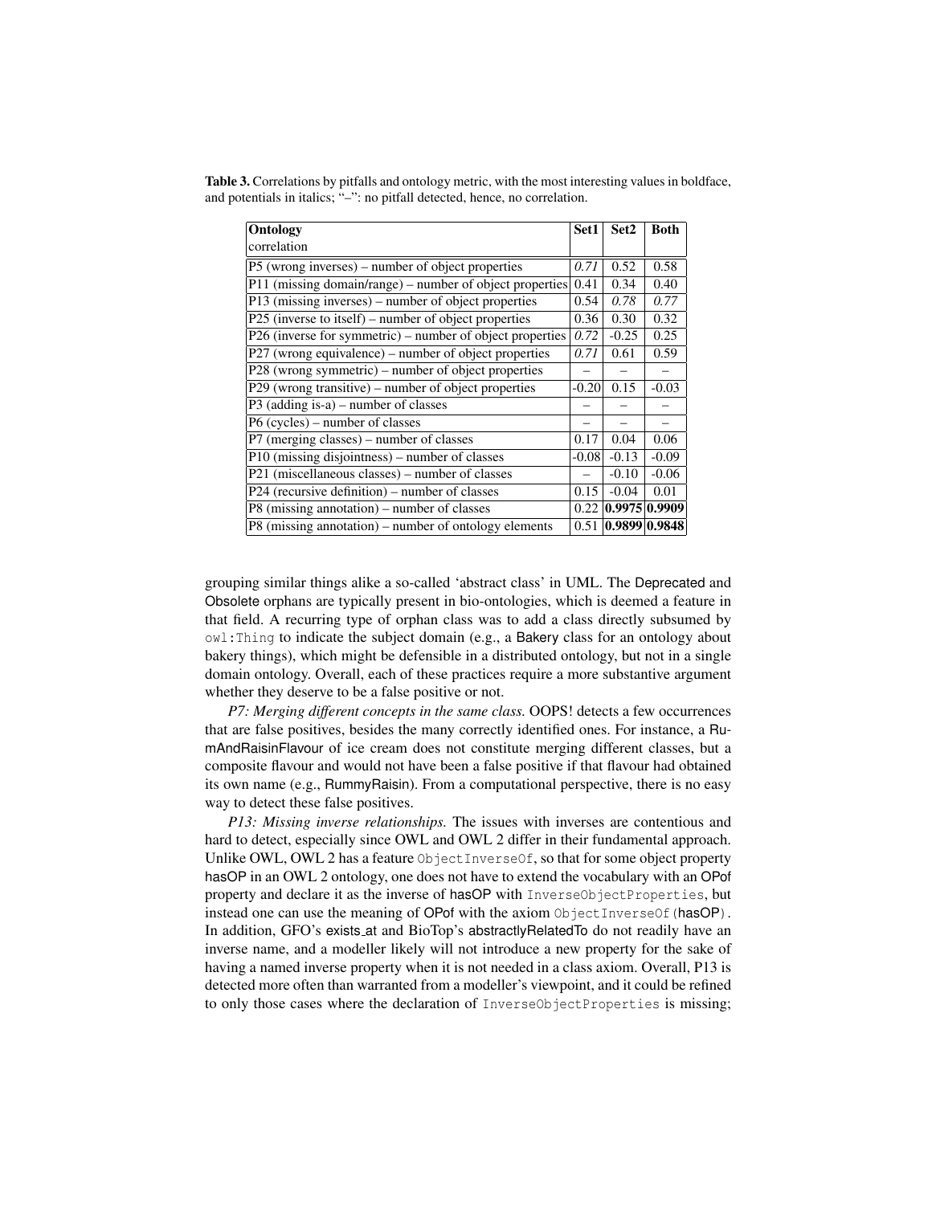**Table 3.** Correlations by pitfalls and ontology metric, with the most interesting values in boldface, and potentials in italics; "–": no pitfall detected, hence, no correlation.

| **Ontology** correlation | **Set1** | **Set2** | **Both** |
|---|---|---|---|
| P5 (wrong inverses) – number of object properties | *0.71* | 0.52 | 0.58 |
| P11 (missing domain/range) – number of object properties | 0.41 | 0.34 | 0.40 |
| P13 (missing inverses) – number of object properties | 0.54 | *0.78* | *0.77* |
| P25 (inverse to itself) – number of object properties | 0.36 | 0.30 | 0.32 |
| P26 (inverse for symmetric) – number of object properties | *0.72* | -0.25 | 0.25 |
| P27 (wrong equivalence) – number of object properties | *0.71* | 0.61 | 0.59 |
| P28 (wrong symmetric) – number of object properties | – | – | – |
| P29 (wrong transitive) – number of object properties | -0.20 | 0.15 | -0.03 |
| P3 (adding is-a) – number of classes | – | – | – |
| P6 (cycles) – number of classes | – | – | – |
| P7 (merging classes) – number of classes | 0.17 | 0.04 | 0.06 |
| P10 (missing disjointness) – number of classes | -0.08 | -0.13 | -0.09 |
| P21 (miscellaneous classes) – number of classes | – | -0.10 | -0.06 |
| P24 (recursive definition) – number of classes | 0.15 | -0.04 | 0.01 |
| P8 (missing annotation) – number of classes | 0.22 | **0.9975** | **0.9909** |
| P8 (missing annotation) – number of ontology elements | 0.51 | **0.9899** | **0.9848** |

grouping similar things alike a so-called 'abstract class' in UML. The Deprecated and Obsolete orphans are typically present in bio-ontologies, which is deemed a feature in that field. A recurring type of orphan class was to add a class directly subsumed by `owl:Thing` to indicate the subject domain (e.g., a Bakery class for an ontology about bakery things), which might be defensible in a distributed ontology, but not in a single domain ontology. Overall, each of these practices require a more substantive argument whether they deserve to be a false positive or not.

*P7: Merging different concepts in the same class.* OOPS! detects a few occurrences that are false positives, besides the many correctly identified ones. For instance, a RumAndRaisinFlavour of ice cream does not constitute merging different classes, but a composite flavour and would not have been a false positive if that flavour had obtained its own name (e.g., RummyRaisin). From a computational perspective, there is no easy way to detect these false positives.

*P13: Missing inverse relationships.* The issues with inverses are contentious and hard to detect, especially since OWL and OWL 2 differ in their fundamental approach. Unlike OWL, OWL 2 has a feature `ObjectInverseOf`, so that for some object property hasOP in an OWL 2 ontology, one does not have to extend the vocabulary with an OPof property and declare it as the inverse of hasOP with `InverseObjectProperties`, but instead one can use the meaning of OPof with the axiom `ObjectInverseOf(hasOP)`. In addition, GFO's exists_at and BioTop's abstractlyRelatedTo do not readily have an inverse name, and a modeller likely will not introduce a new property for the sake of having a named inverse property when it is not needed in a class axiom. Overall, P13 is detected more often than warranted from a modeller's viewpoint, and it could be refined to only those cases where the declaration of `InverseObjectProperties` is missing;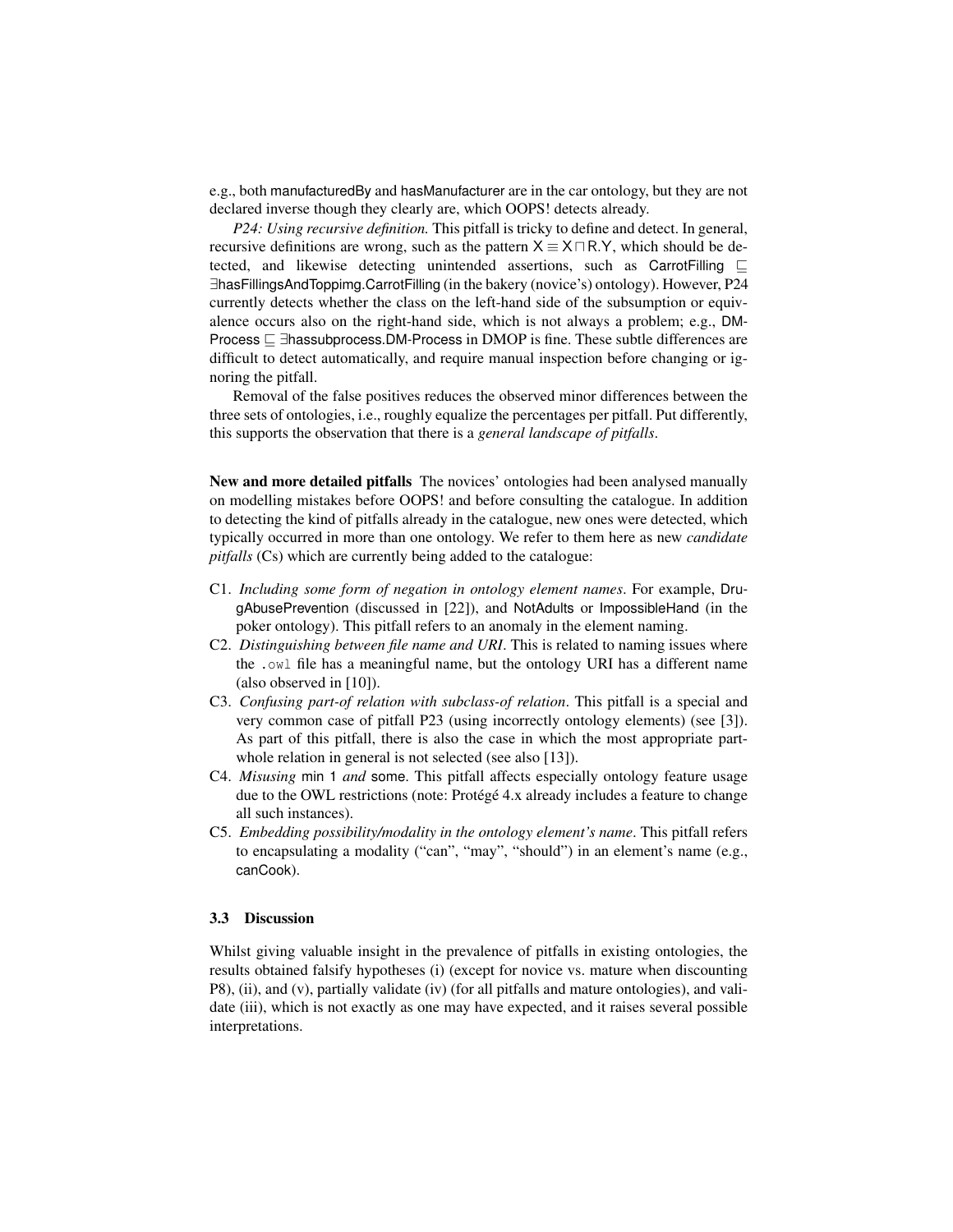e.g., both manufacturedBy and hasManufacturer are in the car ontology, but they are not declared inverse though they clearly are, which OOPS! detects already.

*P24: Using recursive definition.* This pitfall is tricky to define and detect. In general, recursive definitions are wrong, such as the pattern $\mathsf{X} \equiv \mathsf{X} \sqcap \mathsf{R.Y}$, which should be detected, and likewise detecting unintended assertions, such as $\mathsf{CarrotFilling} \sqsubseteq \exists \mathsf{hasFillingsAndToppimg.CarrotFilling}$ (in the bakery (novice's) ontology). However, P24 currently detects whether the class on the left-hand side of the subsumption or equivalence occurs also on the right-hand side, which is not always a problem; e.g., $\mathsf{DM\text{-}Process} \sqsubseteq \exists \mathsf{hassubprocess.DM\text{-}Process}$ in DMOP is fine. These subtle differences are difficult to detect automatically, and require manual inspection before changing or ignoring the pitfall.

Removal of the false positives reduces the observed minor differences between the three sets of ontologies, i.e., roughly equalize the percentages per pitfall. Put differently, this supports the observation that there is a *general landscape of pitfalls*.

**New and more detailed pitfalls** The novices' ontologies had been analysed manually on modelling mistakes before OOPS! and before consulting the catalogue. In addition to detecting the kind of pitfalls already in the catalogue, new ones were detected, which typically occurred in more than one ontology. We refer to them here as new *candidate pitfalls* (Cs) which are currently being added to the catalogue:

- C1. *Including some form of negation in ontology element names*. For example, DrugAbusePrevention (discussed in [22]), and NotAdults or ImpossibleHand (in the poker ontology). This pitfall refers to an anomaly in the element naming.
- C2. *Distinguishing between file name and URI*. This is related to naming issues where the `.owl` file has a meaningful name, but the ontology URI has a different name (also observed in [10]).
- C3. *Confusing part-of relation with subclass-of relation*. This pitfall is a special and very common case of pitfall P23 (using incorrectly ontology elements) (see [3]). As part of this pitfall, there is also the case in which the most appropriate part-whole relation in general is not selected (see also [13]).
- C4. *Misusing* min 1 *and* some. This pitfall affects especially ontology feature usage due to the OWL restrictions (note: Protégé 4.x already includes a feature to change all such instances).
- C5. *Embedding possibility/modality in the ontology element's name*. This pitfall refers to encapsulating a modality ("can", "may", "should") in an element's name (e.g., canCook).

### 3.3 Discussion

Whilst giving valuable insight in the prevalence of pitfalls in existing ontologies, the results obtained falsify hypotheses (i) (except for novice vs. mature when discounting P8), (ii), and (v), partially validate (iv) (for all pitfalls and mature ontologies), and validate (iii), which is not exactly as one may have expected, and it raises several possible interpretations.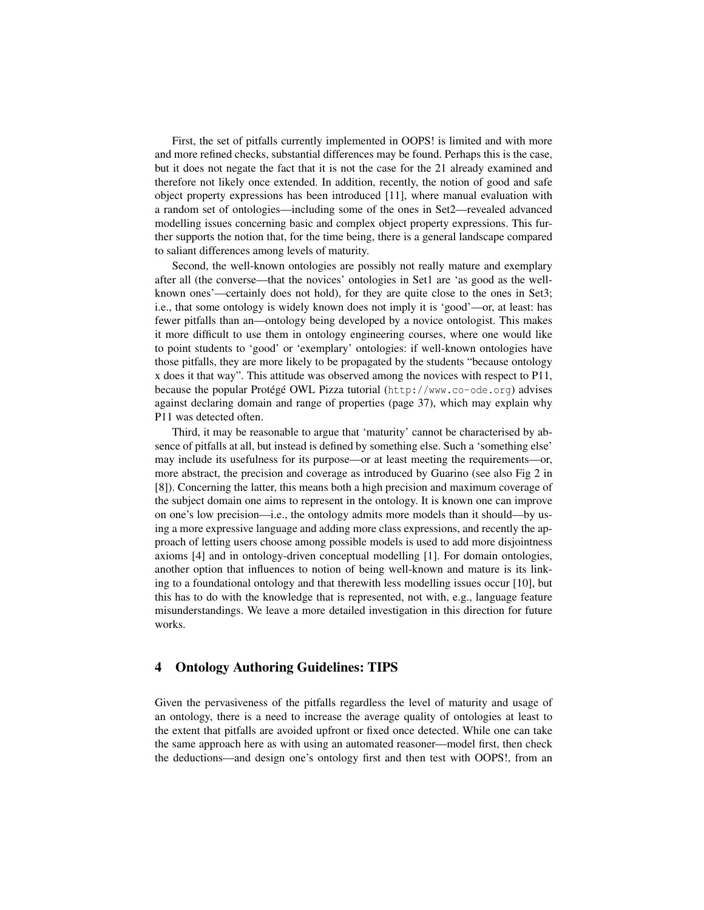First, the set of pitfalls currently implemented in OOPS! is limited and with more and more refined checks, substantial differences may be found. Perhaps this is the case, but it does not negate the fact that it is not the case for the 21 already examined and therefore not likely once extended. In addition, recently, the notion of good and safe object property expressions has been introduced [11], where manual evaluation with a random set of ontologies—including some of the ones in Set2—revealed advanced modelling issues concerning basic and complex object property expressions. This further supports the notion that, for the time being, there is a general landscape compared to salient differences among levels of maturity.

Second, the well-known ontologies are possibly not really mature and exemplary after all (the converse—that the novices' ontologies in Set1 are 'as good as the well-known ones'—certainly does not hold), for they are quite close to the ones in Set3; i.e., that some ontology is widely known does not imply it is 'good'—or, at least: has fewer pitfalls than an—ontology being developed by a novice ontologist. This makes it more difficult to use them in ontology engineering courses, where one would like to point students to 'good' or 'exemplary' ontologies: if well-known ontologies have those pitfalls, they are more likely to be propagated by the students "because ontology x does it that way". This attitude was observed among the novices with respect to P11, because the popular Protégé OWL Pizza tutorial (`http://www.co-ode.org`) advises against declaring domain and range of properties (page 37), which may explain why P11 was detected often.

Third, it may be reasonable to argue that 'maturity' cannot be characterised by absence of pitfalls at all, but instead is defined by something else. Such a 'something else' may include its usefulness for its purpose—or at least meeting the requirements—or, more abstract, the precision and coverage as introduced by Guarino (see also Fig 2 in [8]). Concerning the latter, this means both a high precision and maximum coverage of the subject domain one aims to represent in the ontology. It is known one can improve on one's low precision—i.e., the ontology admits more models than it should—by using a more expressive language and adding more class expressions, and recently the approach of letting users choose among possible models is used to add more disjointness axioms [4] and in ontology-driven conceptual modelling [1]. For domain ontologies, another option that influences to notion of being well-known and mature is its linking to a foundational ontology and that therewith less modelling issues occur [10], but this has to do with the knowledge that is represented, not with, e.g., language feature misunderstandings. We leave a more detailed investigation in this direction for future works.

## 4 Ontology Authoring Guidelines: TIPS

Given the pervasiveness of the pitfalls regardless the level of maturity and usage of an ontology, there is a need to increase the average quality of ontologies at least to the extent that pitfalls are avoided upfront or fixed once detected. While one can take the same approach here as with using an automated reasoner—model first, then check the deductions—and design one's ontology first and then test with OOPS!, from an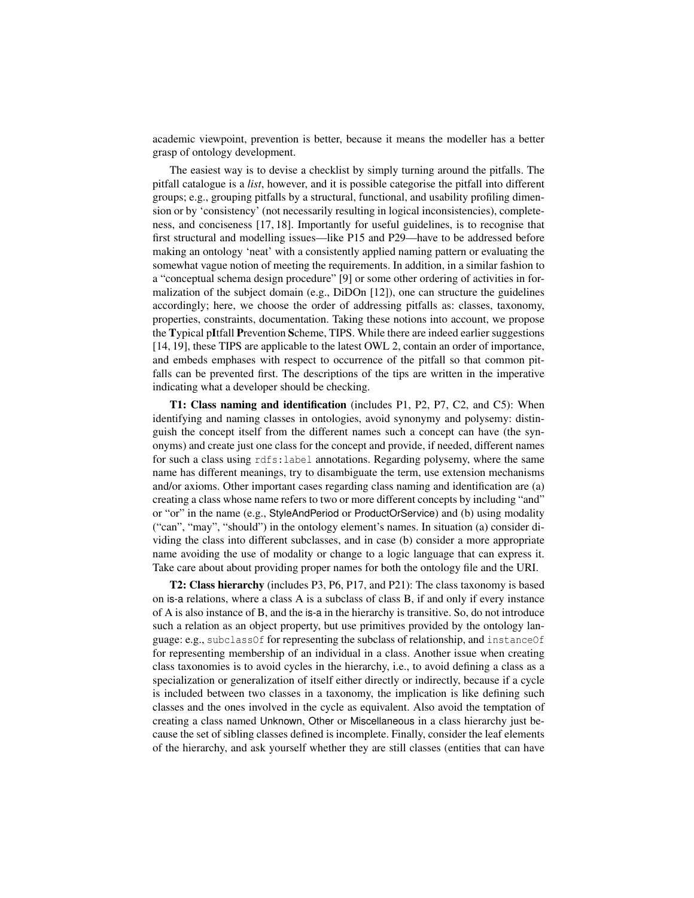academic viewpoint, prevention is better, because it means the modeller has a better grasp of ontology development.

The easiest way is to devise a checklist by simply turning around the pitfalls. The pitfall catalogue is a *list*, however, and it is possible categorise the pitfall into different groups; e.g., grouping pitfalls by a structural, functional, and usability profiling dimension or by 'consistency' (not necessarily resulting in logical inconsistencies), completeness, and conciseness [17, 18]. Importantly for useful guidelines, is to recognise that first structural and modelling issues—like P15 and P29—have to be addressed before making an ontology 'neat' with a consistently applied naming pattern or evaluating the somewhat vague notion of meeting the requirements. In addition, in a similar fashion to a "conceptual schema design procedure" [9] or some other ordering of activities in formalization of the subject domain (e.g., DiDOn [12]), one can structure the guidelines accordingly; here, we choose the order of addressing pitfalls as: classes, taxonomy, properties, constraints, documentation. Taking these notions into account, we propose the **T**ypical p**I**tfall **P**revention **S**cheme, TIPS. While there are indeed earlier suggestions [14, 19], these TIPS are applicable to the latest OWL 2, contain an order of importance, and embeds emphases with respect to occurrence of the pitfall so that common pitfalls can be prevented first. The descriptions of the tips are written in the imperative indicating what a developer should be checking.

**T1: Class naming and identification** (includes P1, P2, P7, C2, and C5): When identifying and naming classes in ontologies, avoid synonymy and polysemy: distinguish the concept itself from the different names such a concept can have (the synonyms) and create just one class for the concept and provide, if needed, different names for such a class using `rdfs:label` annotations. Regarding polysemy, where the same name has different meanings, try to disambiguate the term, use extension mechanisms and/or axioms. Other important cases regarding class naming and identification are (a) creating a class whose name refers to two or more different concepts by including "and" or "or" in the name (e.g., StyleAndPeriod or ProductOrService) and (b) using modality ("can", "may", "should") in the ontology element's names. In situation (a) consider dividing the class into different subclasses, and in case (b) consider a more appropriate name avoiding the use of modality or change to a logic language that can express it. Take care about about providing proper names for both the ontology file and the URI.

**T2: Class hierarchy** (includes P3, P6, P17, and P21): The class taxonomy is based on is-a relations, where a class A is a subclass of class B, if and only if every instance of A is also instance of B, and the is-a in the hierarchy is transitive. So, do not introduce such a relation as an object property, but use primitives provided by the ontology language: e.g., `subclassOf` for representing the subclass of relationship, and `instanceOf` for representing membership of an individual in a class. Another issue when creating class taxonomies is to avoid cycles in the hierarchy, i.e., to avoid defining a class as a specialization or generalization of itself either directly or indirectly, because if a cycle is included between two classes in a taxonomy, the implication is like defining such classes and the ones involved in the cycle as equivalent. Also avoid the temptation of creating a class named Unknown, Other or Miscellaneous in a class hierarchy just because the set of sibling classes defined is incomplete. Finally, consider the leaf elements of the hierarchy, and ask yourself whether they are still classes (entities that can have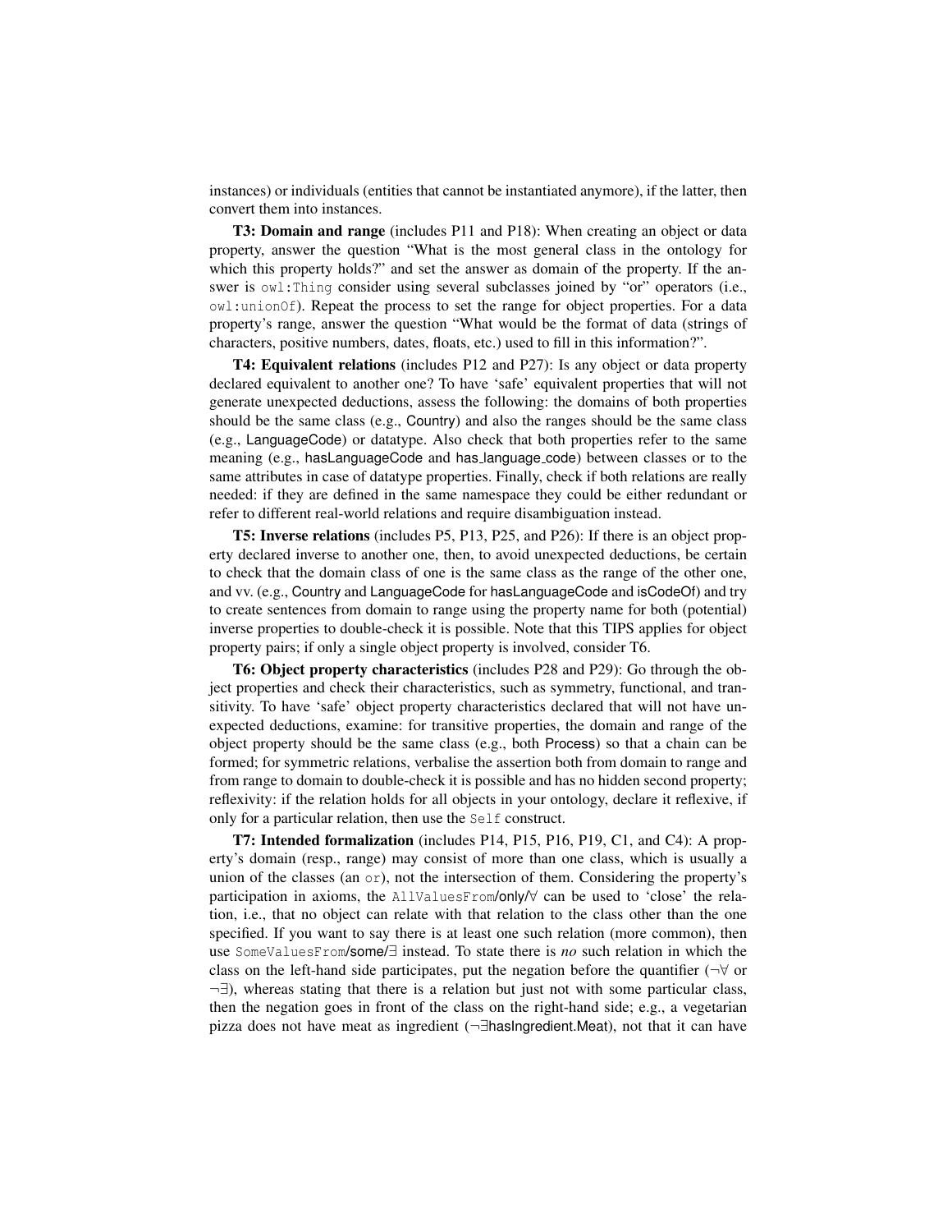instances) or individuals (entities that cannot be instantiated anymore), if the latter, then convert them into instances.

**T3: Domain and range** (includes P11 and P18): When creating an object or data property, answer the question "What is the most general class in the ontology for which this property holds?" and set the answer as domain of the property. If the answer is `owl:Thing` consider using several subclasses joined by "or" operators (i.e., `owl:unionOf`). Repeat the process to set the range for object properties. For a data property's range, answer the question "What would be the format of data (strings of characters, positive numbers, dates, floats, etc.) used to fill in this information?".

**T4: Equivalent relations** (includes P12 and P27): Is any object or data property declared equivalent to another one? To have 'safe' equivalent properties that will not generate unexpected deductions, assess the following: the domains of both properties should be the same class (e.g., Country) and also the ranges should be the same class (e.g., LanguageCode) or datatype. Also check that both properties refer to the same meaning (e.g., hasLanguageCode and has_language_code) between classes or to the same attributes in case of datatype properties. Finally, check if both relations are really needed: if they are defined in the same namespace they could be either redundant or refer to different real-world relations and require disambiguation instead.

**T5: Inverse relations** (includes P5, P13, P25, and P26): If there is an object property declared inverse to another one, then, to avoid unexpected deductions, be certain to check that the domain class of one is the same class as the range of the other one, and vv. (e.g., Country and LanguageCode for hasLanguageCode and isCodeOf) and try to create sentences from domain to range using the property name for both (potential) inverse properties to double-check it is possible. Note that this TIPS applies for object property pairs; if only a single object property is involved, consider T6.

**T6: Object property characteristics** (includes P28 and P29): Go through the object properties and check their characteristics, such as symmetry, functional, and transitivity. To have 'safe' object property characteristics declared that will not have unexpected deductions, examine: for transitive properties, the domain and range of the object property should be the same class (e.g., both Process) so that a chain can be formed; for symmetric relations, verbalise the assertion both from domain to range and from range to domain to double-check it is possible and has no hidden second property; reflexivity: if the relation holds for all objects in your ontology, declare it reflexive, if only for a particular relation, then use the `Self` construct.

**T7: Intended formalization** (includes P14, P15, P16, P19, C1, and C4): A property's domain (resp., range) may consist of more than one class, which is usually a union of the classes (an `or`), not the intersection of them. Considering the property's participation in axioms, the `AllValuesFrom`/only/$\forall$ can be used to 'close' the relation, i.e., that no object can relate with that relation to the class other than the one specified. If you want to say there is at least one such relation (more common), then use `SomeValuesFrom`/some/$\exists$ instead. To state there is *no* such relation in which the class on the left-hand side participates, put the negation before the quantifier ($\neg\forall$ or $\neg\exists$), whereas stating that there is a relation but just not with some particular class, then the negation goes in front of the class on the right-hand side; e.g., a vegetarian pizza does not have meat as ingredient ($\neg\exists$hasIngredient.Meat), not that it can have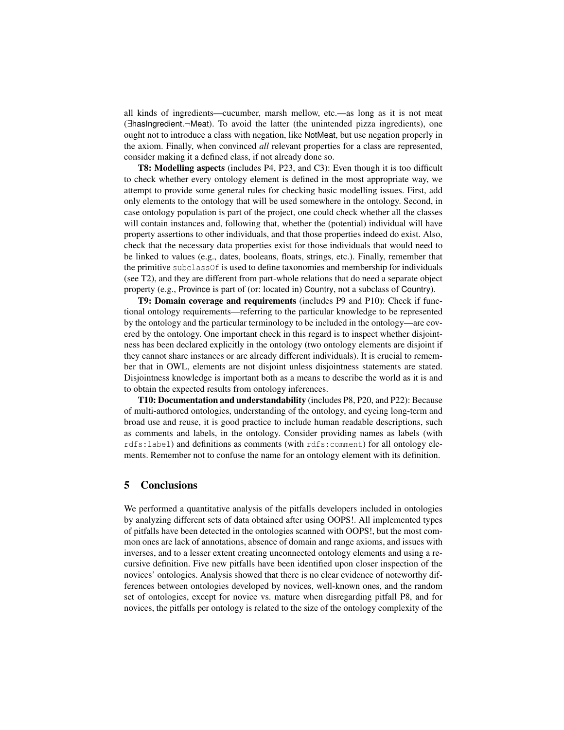all kinds of ingredients—cucumber, marsh mellow, etc.—as long as it is not meat ($\exists$hasIngredient.$\neg$Meat). To avoid the latter (the unintended pizza ingredients), one ought not to introduce a class with negation, like NotMeat, but use negation properly in the axiom. Finally, when convinced *all* relevant properties for a class are represented, consider making it a defined class, if not already done so.

**T8: Modelling aspects** (includes P4, P23, and C3): Even though it is too difficult to check whether every ontology element is defined in the most appropriate way, we attempt to provide some general rules for checking basic modelling issues. First, add only elements to the ontology that will be used somewhere in the ontology. Second, in case ontology population is part of the project, one could check whether all the classes will contain instances and, following that, whether the (potential) individual will have property assertions to other individuals, and that those properties indeed do exist. Also, check that the necessary data properties exist for those individuals that would need to be linked to values (e.g., dates, booleans, floats, strings, etc.). Finally, remember that the primitive `subclassOf` is used to define taxonomies and membership for individuals (see T2), and they are different from part-whole relations that do need a separate object property (e.g., Province is part of (or: located in) Country, not a subclass of Country).

**T9: Domain coverage and requirements** (includes P9 and P10): Check if functional ontology requirements—referring to the particular knowledge to be represented by the ontology and the particular terminology to be included in the ontology—are covered by the ontology. One important check in this regard is to inspect whether disjointness has been declared explicitly in the ontology (two ontology elements are disjoint if they cannot share instances or are already different individuals). It is crucial to remember that in OWL, elements are not disjoint unless disjointness statements are stated. Disjointness knowledge is important both as a means to describe the world as it is and to obtain the expected results from ontology inferences.

**T10: Documentation and understandability** (includes P8, P20, and P22): Because of multi-authored ontologies, understanding of the ontology, and eyeing long-term and broad use and reuse, it is good practice to include human readable descriptions, such as comments and labels, in the ontology. Consider providing names as labels (with `rdfs:label`) and definitions as comments (with `rdfs:comment`) for all ontology elements. Remember not to confuse the name for an ontology element with its definition.

## 5 Conclusions

We performed a quantitative analysis of the pitfalls developers included in ontologies by analyzing different sets of data obtained after using OOPS!. All implemented types of pitfalls have been detected in the ontologies scanned with OOPS!, but the most common ones are lack of annotations, absence of domain and range axioms, and issues with inverses, and to a lesser extent creating unconnected ontology elements and using a recursive definition. Five new pitfalls have been identified upon closer inspection of the novices' ontologies. Analysis showed that there is no clear evidence of noteworthy differences between ontologies developed by novices, well-known ones, and the random set of ontologies, except for novice vs. mature when disregarding pitfall P8, and for novices, the pitfalls per ontology is related to the size of the ontology complexity of the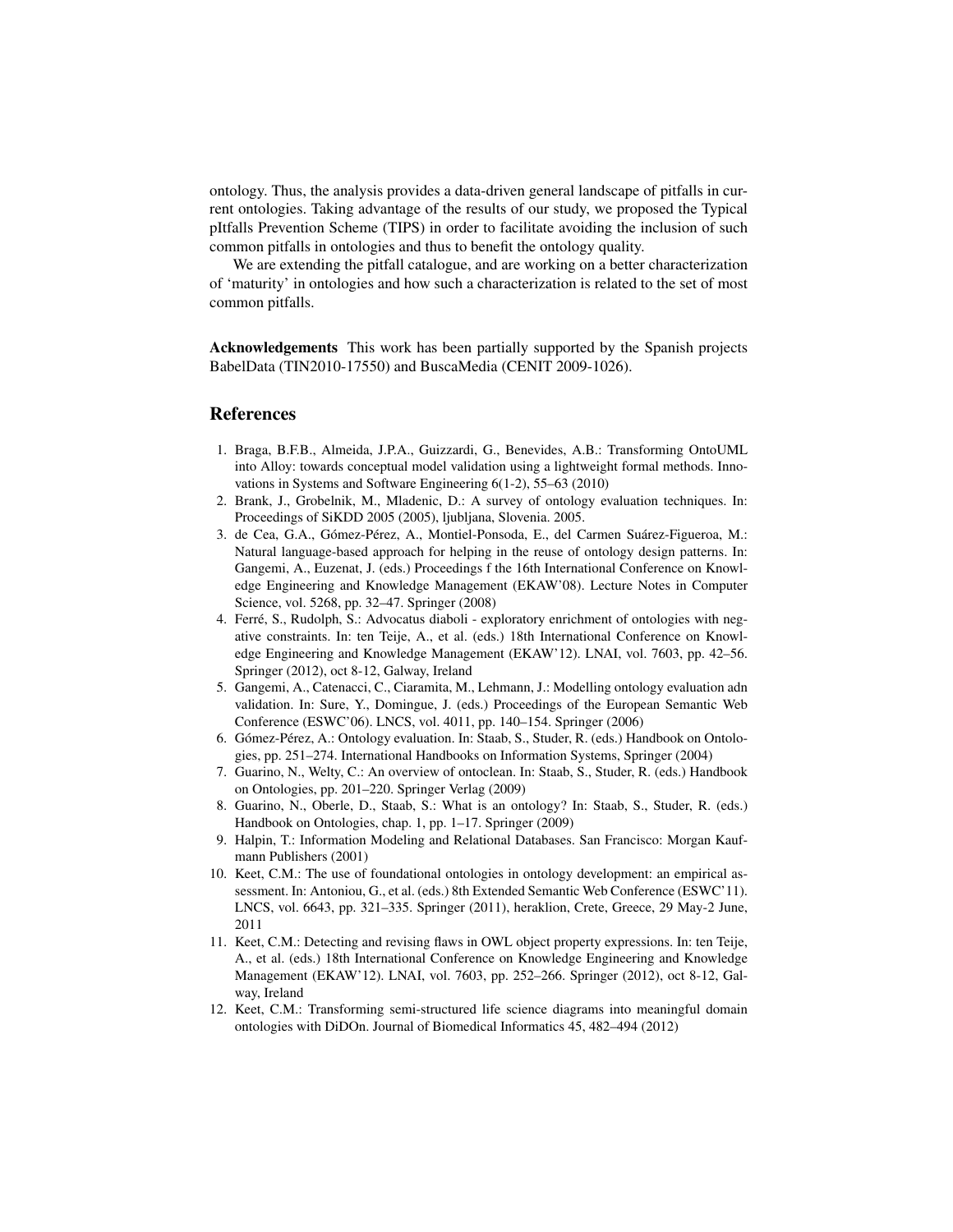ontology. Thus, the analysis provides a data-driven general landscape of pitfalls in current ontologies. Taking advantage of the results of our study, we proposed the Typical pItfalls Prevention Scheme (TIPS) in order to facilitate avoiding the inclusion of such common pitfalls in ontologies and thus to benefit the ontology quality.

We are extending the pitfall catalogue, and are working on a better characterization of 'maturity' in ontologies and how such a characterization is related to the set of most common pitfalls.

**Acknowledgements** This work has been partially supported by the Spanish projects BabelData (TIN2010-17550) and BuscaMedia (CENIT 2009-1026).

## References

1. Braga, B.F.B., Almeida, J.P.A., Guizzardi, G., Benevides, A.B.: Transforming OntoUML into Alloy: towards conceptual model validation using a lightweight formal methods. Innovations in Systems and Software Engineering 6(1-2), 55–63 (2010)
2. Brank, J., Grobelnik, M., Mladenic, D.: A survey of ontology evaluation techniques. In: Proceedings of SiKDD 2005 (2005), ljubljana, Slovenia. 2005.
3. de Cea, G.A., Gómez-Pérez, A., Montiel-Ponsoda, E., del Carmen Suárez-Figueroa, M.: Natural language-based approach for helping in the reuse of ontology design patterns. In: Gangemi, A., Euzenat, J. (eds.) Proceedings f the 16th International Conference on Knowledge Engineering and Knowledge Management (EKAW'08). Lecture Notes in Computer Science, vol. 5268, pp. 32–47. Springer (2008)
4. Ferré, S., Rudolph, S.: Advocatus diaboli - exploratory enrichment of ontologies with negative constraints. In: ten Teije, A., et al. (eds.) 18th International Conference on Knowledge Engineering and Knowledge Management (EKAW'12). LNAI, vol. 7603, pp. 42–56. Springer (2012), oct 8-12, Galway, Ireland
5. Gangemi, A., Catenacci, C., Ciaramita, M., Lehmann, J.: Modelling ontology evaluation adn validation. In: Sure, Y., Domingue, J. (eds.) Proceedings of the European Semantic Web Conference (ESWC'06). LNCS, vol. 4011, pp. 140–154. Springer (2006)
6. Gómez-Pérez, A.: Ontology evaluation. In: Staab, S., Studer, R. (eds.) Handbook on Ontologies, pp. 251–274. International Handbooks on Information Systems, Springer (2004)
7. Guarino, N., Welty, C.: An overview of ontoclean. In: Staab, S., Studer, R. (eds.) Handbook on Ontologies, pp. 201–220. Springer Verlag (2009)
8. Guarino, N., Oberle, D., Staab, S.: What is an ontology? In: Staab, S., Studer, R. (eds.) Handbook on Ontologies, chap. 1, pp. 1–17. Springer (2009)
9. Halpin, T.: Information Modeling and Relational Databases. San Francisco: Morgan Kaufmann Publishers (2001)
10. Keet, C.M.: The use of foundational ontologies in ontology development: an empirical assessment. In: Antoniou, G., et al. (eds.) 8th Extended Semantic Web Conference (ESWC'11). LNCS, vol. 6643, pp. 321–335. Springer (2011), heraklion, Crete, Greece, 29 May-2 June, 2011
11. Keet, C.M.: Detecting and revising flaws in OWL object property expressions. In: ten Teije, A., et al. (eds.) 18th International Conference on Knowledge Engineering and Knowledge Management (EKAW'12). LNAI, vol. 7603, pp. 252–266. Springer (2012), oct 8-12, Galway, Ireland
12. Keet, C.M.: Transforming semi-structured life science diagrams into meaningful domain ontologies with DiDOn. Journal of Biomedical Informatics 45, 482–494 (2012)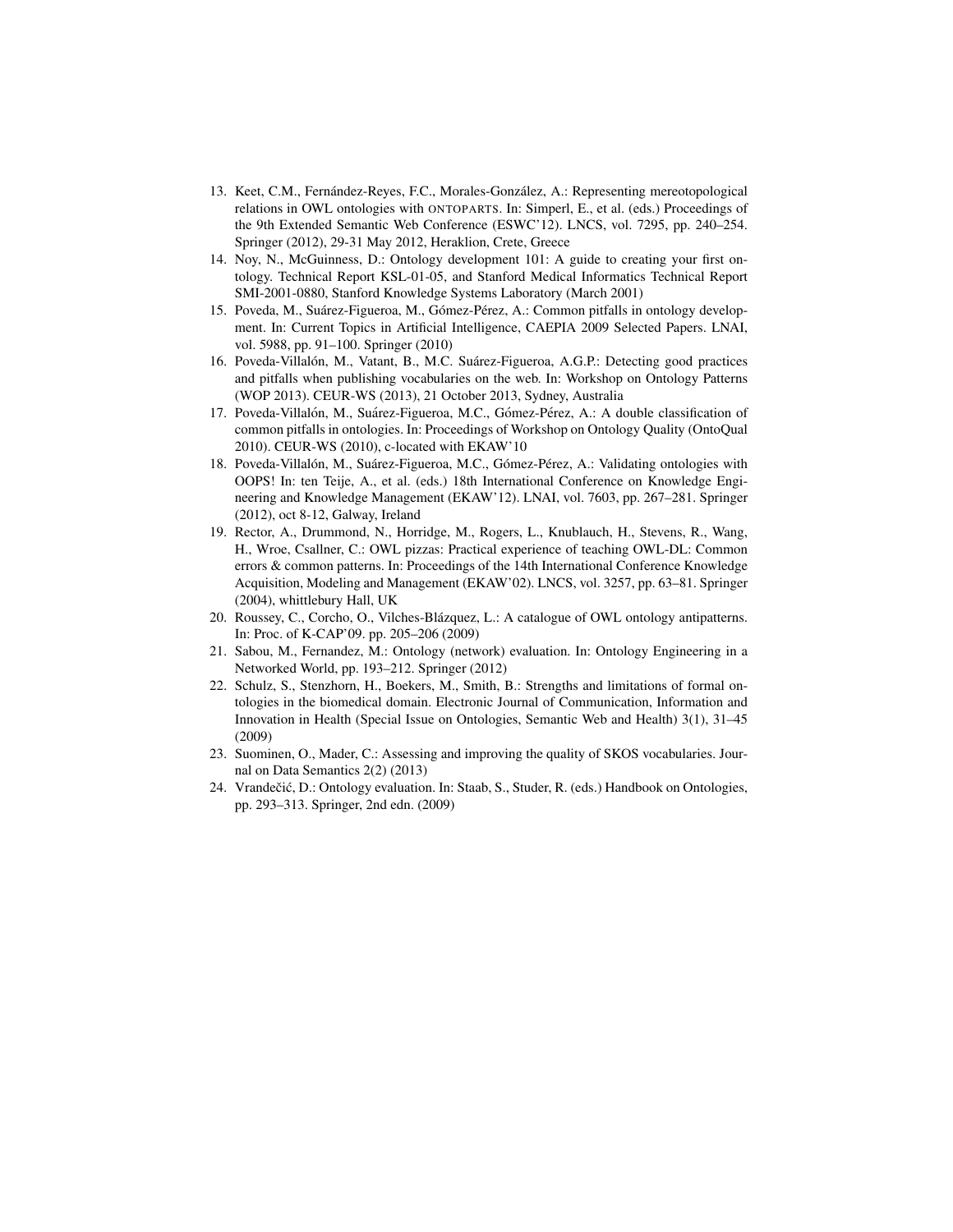13. Keet, C.M., Fernández-Reyes, F.C., Morales-González, A.: Representing mereotopological relations in OWL ontologies with ONTOPARTS. In: Simperl, E., et al. (eds.) Proceedings of the 9th Extended Semantic Web Conference (ESWC'12). LNCS, vol. 7295, pp. 240–254. Springer (2012), 29-31 May 2012, Heraklion, Crete, Greece
14. Noy, N., McGuinness, D.: Ontology development 101: A guide to creating your first ontology. Technical Report KSL-01-05, and Stanford Medical Informatics Technical Report SMI-2001-0880, Stanford Knowledge Systems Laboratory (March 2001)
15. Poveda, M., Suárez-Figueroa, M., Gómez-Pérez, A.: Common pitfalls in ontology development. In: Current Topics in Artificial Intelligence, CAEPIA 2009 Selected Papers. LNAI, vol. 5988, pp. 91–100. Springer (2010)
16. Poveda-Villalón, M., Vatant, B., M.C. Suárez-Figueroa, A.G.P.: Detecting good practices and pitfalls when publishing vocabularies on the web. In: Workshop on Ontology Patterns (WOP 2013). CEUR-WS (2013), 21 October 2013, Sydney, Australia
17. Poveda-Villalón, M., Suárez-Figueroa, M.C., Gómez-Pérez, A.: A double classification of common pitfalls in ontologies. In: Proceedings of Workshop on Ontology Quality (OntoQual 2010). CEUR-WS (2010), c-located with EKAW'10
18. Poveda-Villalón, M., Suárez-Figueroa, M.C., Gómez-Pérez, A.: Validating ontologies with OOPS! In: ten Teije, A., et al. (eds.) 18th International Conference on Knowledge Engineering and Knowledge Management (EKAW'12). LNAI, vol. 7603, pp. 267–281. Springer (2012), oct 8-12, Galway, Ireland
19. Rector, A., Drummond, N., Horridge, M., Rogers, L., Knublauch, H., Stevens, R., Wang, H., Wroe, Csallner, C.: OWL pizzas: Practical experience of teaching OWL-DL: Common errors & common patterns. In: Proceedings of the 14th International Conference Knowledge Acquisition, Modeling and Management (EKAW'02). LNCS, vol. 3257, pp. 63–81. Springer (2004), whittlebury Hall, UK
20. Roussey, C., Corcho, O., Vilches-Blázquez, L.: A catalogue of OWL ontology antipatterns. In: Proc. of K-CAP'09. pp. 205–206 (2009)
21. Sabou, M., Fernandez, M.: Ontology (network) evaluation. In: Ontology Engineering in a Networked World, pp. 193–212. Springer (2012)
22. Schulz, S., Stenzhorn, H., Boekers, M., Smith, B.: Strengths and limitations of formal ontologies in the biomedical domain. Electronic Journal of Communication, Information and Innovation in Health (Special Issue on Ontologies, Semantic Web and Health) 3(1), 31–45 (2009)
23. Suominen, O., Mader, C.: Assessing and improving the quality of SKOS vocabularies. Journal on Data Semantics 2(2) (2013)
24. Vrandečić, D.: Ontology evaluation. In: Staab, S., Studer, R. (eds.) Handbook on Ontologies, pp. 293–313. Springer, 2nd edn. (2009)